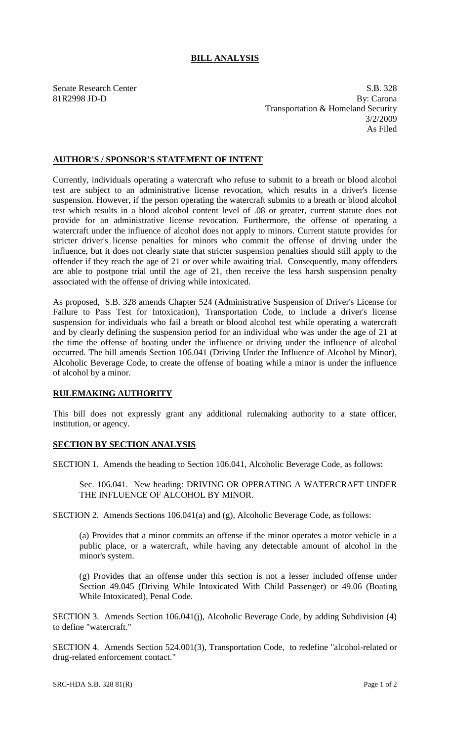# BILL ANALYSIS

Senate Research Center
81R2998 JD-D

S.B. 328
By: Carona
Transportation & Homeland Security
3/2/2009
As Filed

## AUTHOR'S / SPONSOR'S STATEMENT OF INTENT

Currently, individuals operating a watercraft who refuse to submit to a breath or blood alcohol test are subject to an administrative license revocation, which results in a driver's license suspension. However, if the person operating the watercraft submits to a breath or blood alcohol test which results in a blood alcohol content level of .08 or greater, current statute does not provide for an administrative license revocation. Furthermore, the offense of operating a watercraft under the influence of alcohol does not apply to minors. Current statute provides for stricter driver's license penalties for minors who commit the offense of driving under the influence, but it does not clearly state that stricter suspension penalties should still apply to the offender if they reach the age of 21 or over while awaiting trial. Consequently, many offenders are able to postpone trial until the age of 21, then receive the less harsh suspension penalty associated with the offense of driving while intoxicated.

As proposed, S.B. 328 amends Chapter 524 (Administrative Suspension of Driver's License for Failure to Pass Test for Intoxication), Transportation Code, to include a driver's license suspension for individuals who fail a breath or blood alcohol test while operating a watercraft and by clearly defining the suspension period for an individual who was under the age of 21 at the time the offense of boating under the influence or driving under the influence of alcohol occurred. The bill amends Section 106.041 (Driving Under the Influence of Alcohol by Minor), Alcoholic Beverage Code, to create the offense of boating while a minor is under the influence of alcohol by a minor.

## RULEMAKING AUTHORITY

This bill does not expressly grant any additional rulemaking authority to a state officer, institution, or agency.

## SECTION BY SECTION ANALYSIS

SECTION 1. Amends the heading to Section 106.041, Alcoholic Beverage Code, as follows:

> Sec. 106.041. New heading: DRIVING OR OPERATING A WATERCRAFT UNDER THE INFLUENCE OF ALCOHOL BY MINOR.

SECTION 2. Amends Sections 106.041(a) and (g), Alcoholic Beverage Code, as follows:

> (a) Provides that a minor commits an offense if the minor operates a motor vehicle in a public place, or a watercraft, while having any detectable amount of alcohol in the minor's system.
>
> (g) Provides that an offense under this section is not a lesser included offense under Section 49.045 (Driving While Intoxicated With Child Passenger) or 49.06 (Boating While Intoxicated), Penal Code.

SECTION 3. Amends Section 106.041(j), Alcoholic Beverage Code, by adding Subdivision (4) to define "watercraft."

SECTION 4. Amends Section 524.001(3), Transportation Code, to redefine "alcohol-related or drug-related enforcement contact."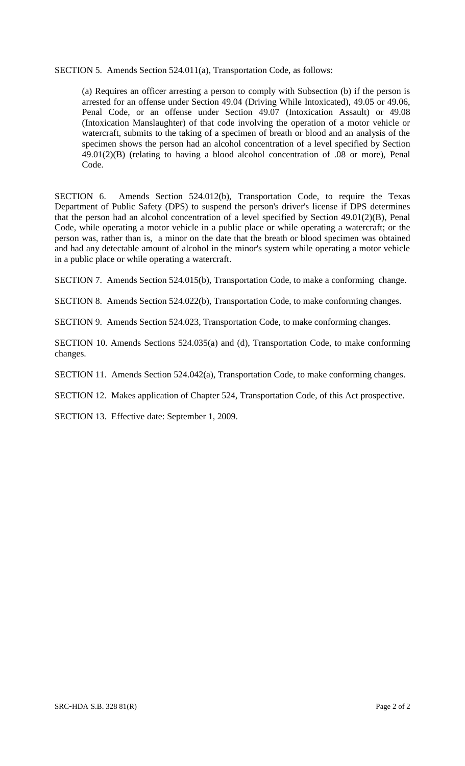SECTION 5. Amends Section 524.011(a), Transportation Code, as follows:

> (a) Requires an officer arresting a person to comply with Subsection (b) if the person is arrested for an offense under Section 49.04 (Driving While Intoxicated), 49.05 or 49.06, Penal Code, or an offense under Section 49.07 (Intoxication Assault) or 49.08 (Intoxication Manslaughter) of that code involving the operation of a motor vehicle or watercraft, submits to the taking of a specimen of breath or blood and an analysis of the specimen shows the person had an alcohol concentration of a level specified by Section 49.01(2)(B) (relating to having a blood alcohol concentration of .08 or more), Penal Code.

SECTION 6. Amends Section 524.012(b), Transportation Code, to require the Texas Department of Public Safety (DPS) to suspend the person's driver's license if DPS determines that the person had an alcohol concentration of a level specified by Section 49.01(2)(B), Penal Code, while operating a motor vehicle in a public place or while operating a watercraft; or the person was, rather than is, a minor on the date that the breath or blood specimen was obtained and had any detectable amount of alcohol in the minor's system while operating a motor vehicle in a public place or while operating a watercraft.

SECTION 7. Amends Section 524.015(b), Transportation Code, to make a conforming change.

SECTION 8. Amends Section 524.022(b), Transportation Code, to make conforming changes.

SECTION 9. Amends Section 524.023, Transportation Code, to make conforming changes.

SECTION 10. Amends Sections 524.035(a) and (d), Transportation Code, to make conforming changes.

SECTION 11. Amends Section 524.042(a), Transportation Code, to make conforming changes.

SECTION 12. Makes application of Chapter 524, Transportation Code, of this Act prospective.

SECTION 13. Effective date: September 1, 2009.